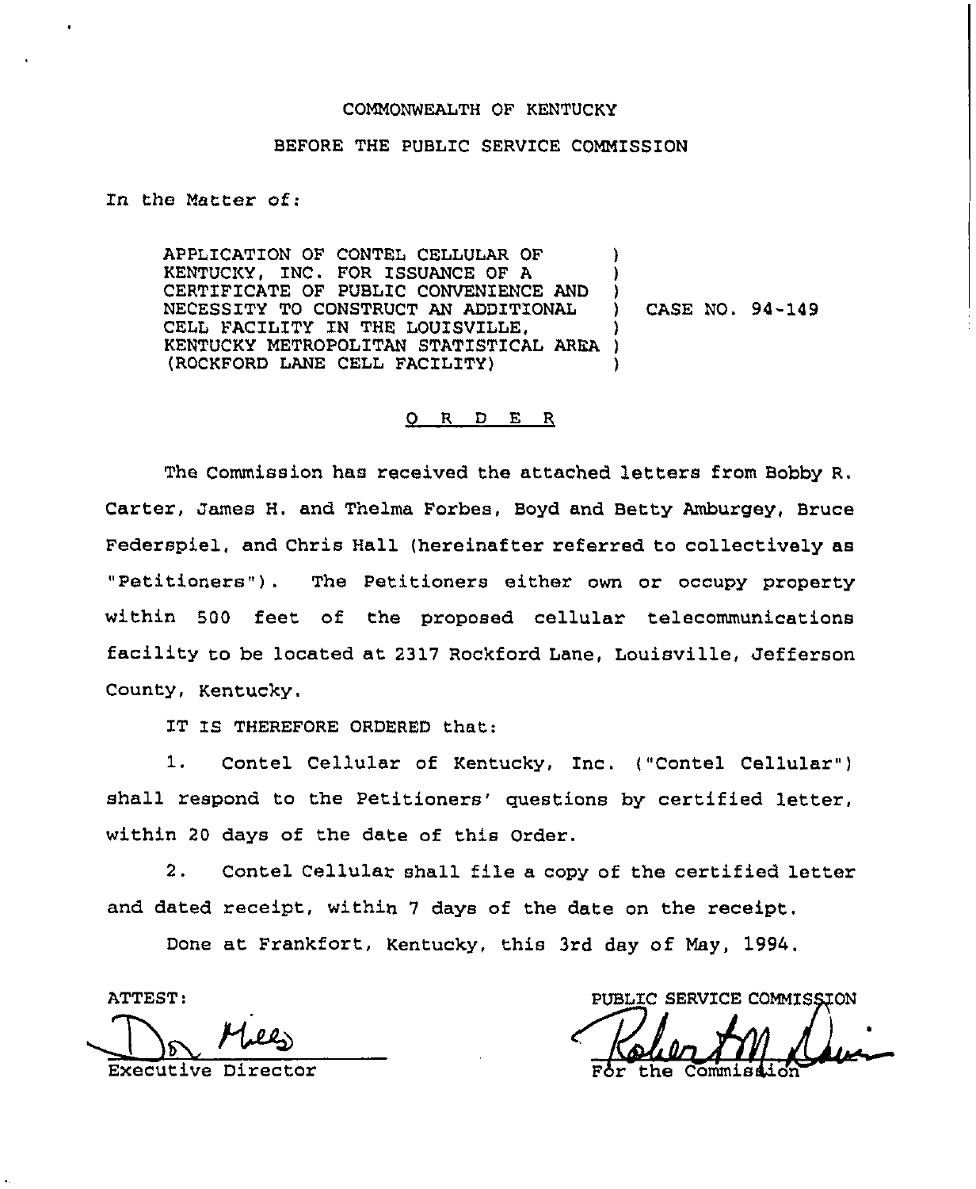COMMONWEALTH OF KENTUCKY

BEFORE THE PUBLIC SERVICE COMMISSION

In the Matter of:

| | | |
|---|---|---|
| APPLICATION OF CONTEL CELLULAR OF KENTUCKY, INC. FOR ISSUANCE OF A CERTIFICATE OF PUBLIC CONVENIENCE AND NECESSITY TO CONSTRUCT AN ADDITIONAL CELL FACILITY IN THE LOUISVILLE, KENTUCKY METROPOLITAN STATISTICAL AREA (ROCKFORD LANE CELL FACILITY) | ) | CASE NO. 94-149 |

## O R D E R

The Commission has received the attached letters from Bobby R. Carter, James H. and Thelma Forbes, Boyd and Betty Amburgey, Bruce Federspiel, and Chris Hall (hereinafter referred to collectively as "Petitioners"). The Petitioners either own or occupy property within 500 feet of the proposed cellular telecommunications facility to be located at 2317 Rockford Lane, Louisville, Jefferson County, Kentucky.

IT IS THEREFORE ORDERED that:

1. Contel Cellular of Kentucky, Inc. ("Contel Cellular") shall respond to the Petitioners' questions by certified letter, within 20 days of the date of this Order.

2. Contel Cellular shall file a copy of the certified letter and dated receipt, within 7 days of the date on the receipt.

Done at Frankfort, Kentucky, this 3rd day of May, 1994.

ATTEST:

Executive Director

PUBLIC SERVICE COMMISSION

For the Commission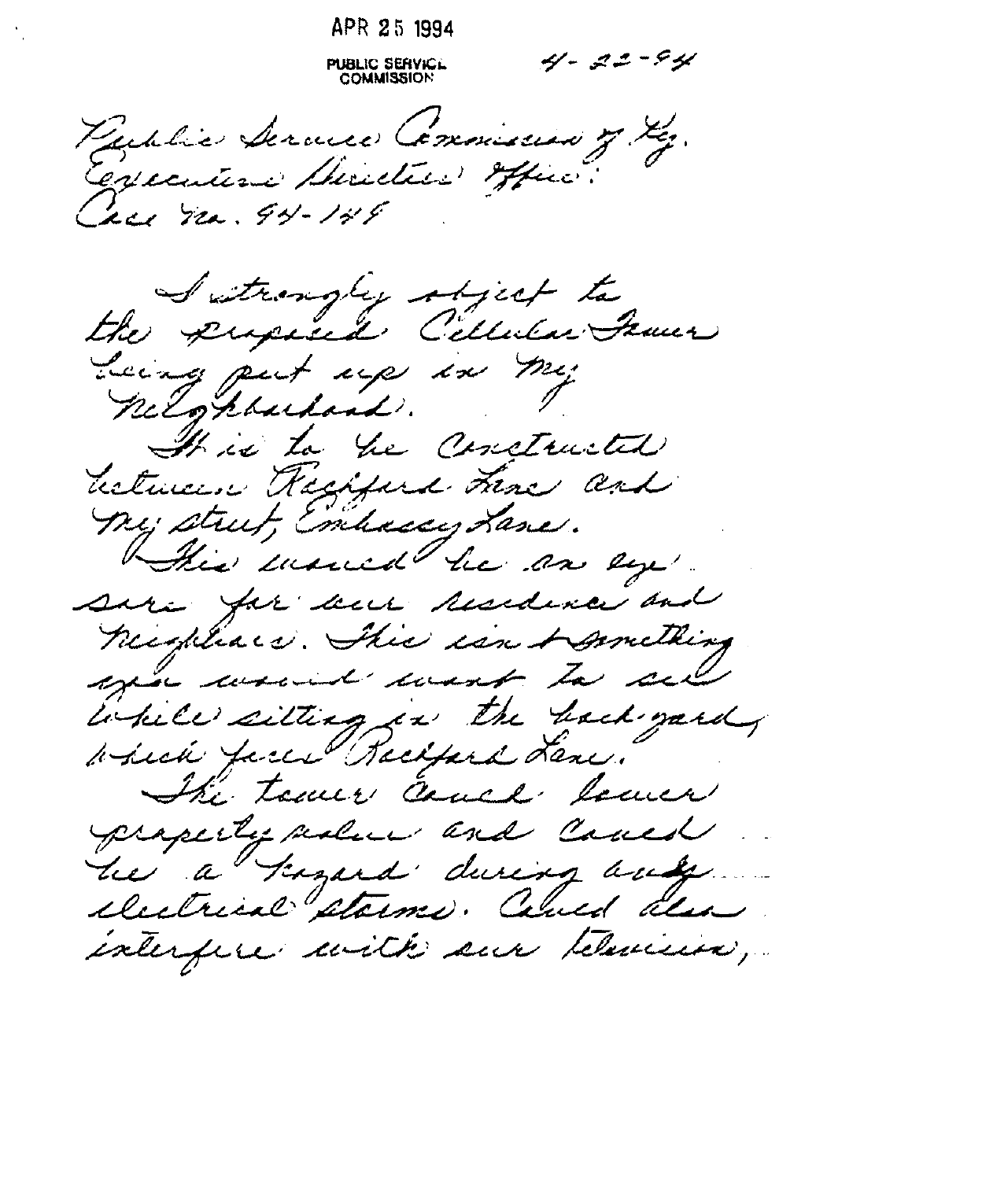APR 25 1994

PUBLIC SERVICE COMMISSION

4-22-94

Public Service Commission of Ky.
Executive Director Office:
Case No. 94-149

I strongly object to the proposed Cellular Tower being put up in my Neighborhood.

It is to be constructed between Rockford Lane and my street, Embassy Lane.

This would be an eye sore for our residence and neighbors. This isn't something you would want to see while sitting in the back-yard, which faces Rockford Lane.

The tower could lower property value and could be a hazard during any electrical storms. Could also interfere with our television,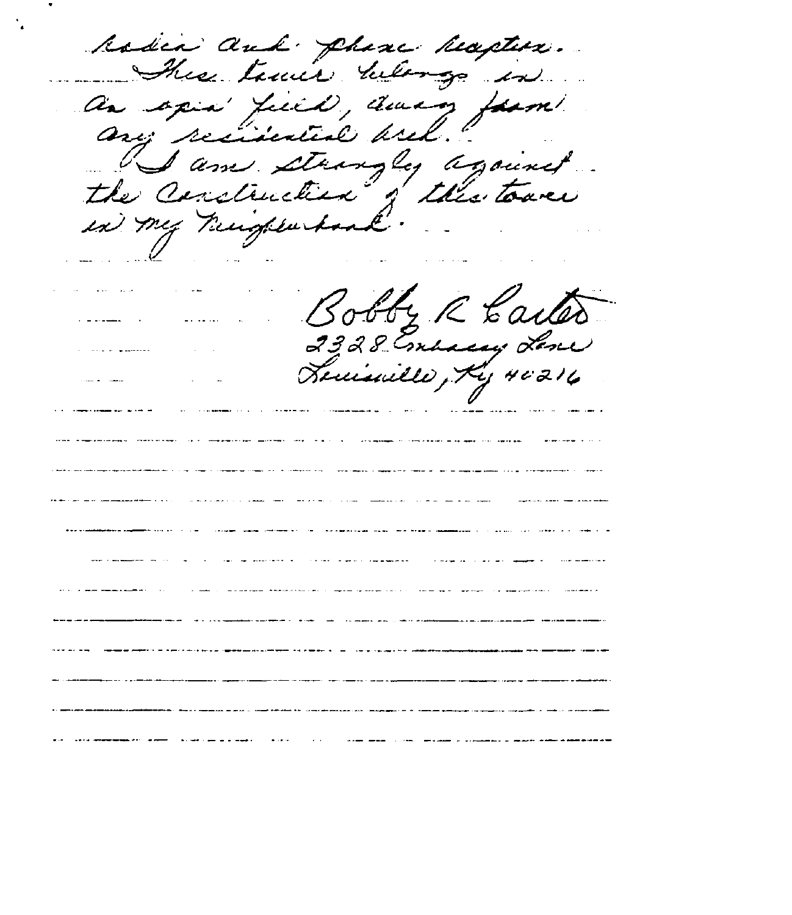radio and phone repeaters.
This tower belongs in an open field, away from any residential area.
I am strongly against the construction of this tower in my neighborhood.

Bobby R Carter
2328 Embassy Lane
Louisville, Ky 40216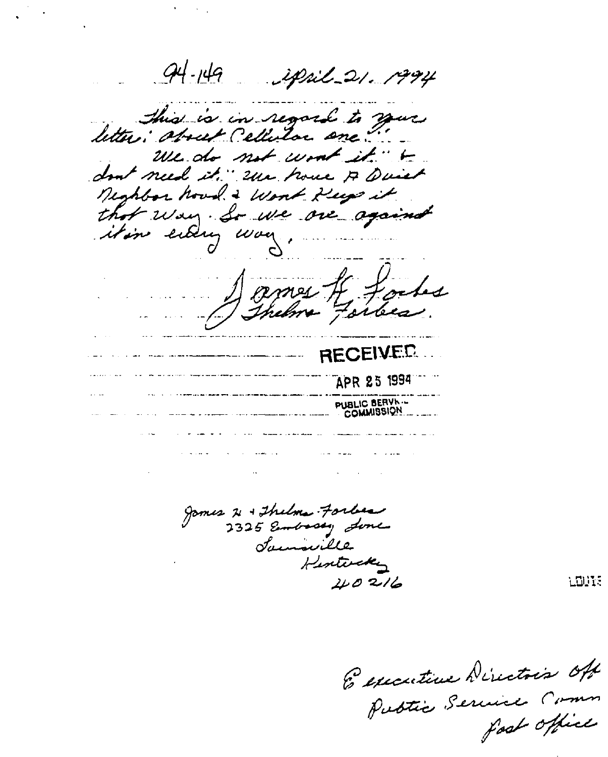94-149 April 21. 1994

This is in regard to your letter: about Cellular one.

We do not want it. & dont need it. We have A Quiet Neighbor hood. & Want Keep it that Way. So we are against it in every way.

James H. Forbes
Thelma Forbes.

RECEIVED

APR 25 1994

PUBLIC SERVICE COMMISSION

James H + Thelma Forbes
2325 Embassy Lane
Louisville
Kentucky
40216

Executive Director's Off
Public Service Comm
Post Office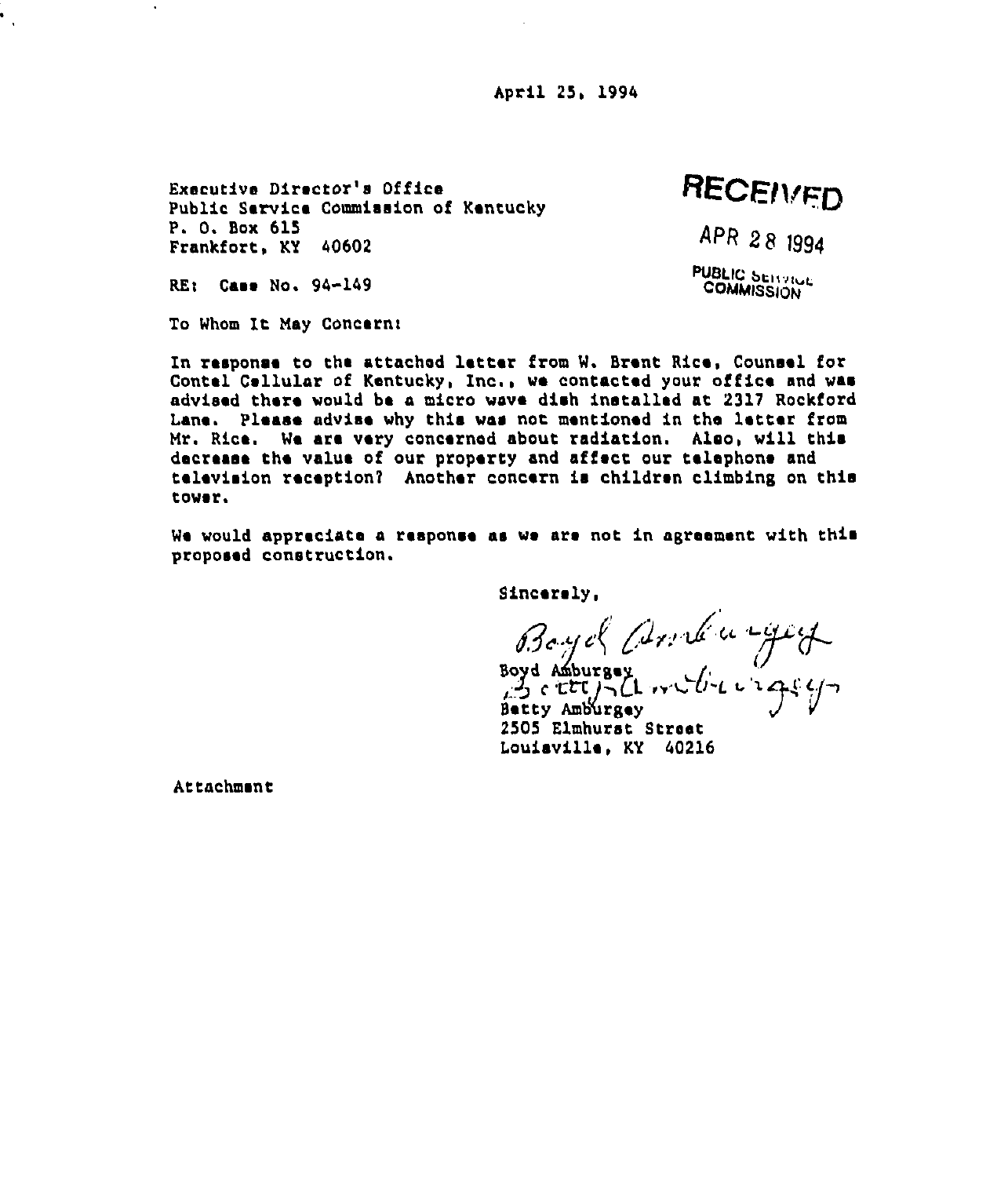April 25, 1994

Executive Director's Office
Public Service Commission of Kentucky
P. O. Box 615
Frankfort, KY 40602

RECEIVED

APR 28 1994

PUBLIC SERVICE COMMISSION

RE: Case No. 94-149

To Whom It May Concern:

In response to the attached letter from W. Brent Rice, Counsel for Contel Cellular of Kentucky, Inc., we contacted your office and was advised there would be a micro wave dish installed at 2317 Rockford Lane. Please advise why this was not mentioned in the letter from Mr. Rice. We are very concerned about radiation. Also, will this decrease the value of our property and affect our telephone and television reception? Another concern is children climbing on this tower.

We would appreciate a response as we are not in agreement with this proposed construction.

Sincerely,

Boyd Amburgey
Betty Amburgey
2505 Elmhurst Street
Louisville, KY 40216

Attachment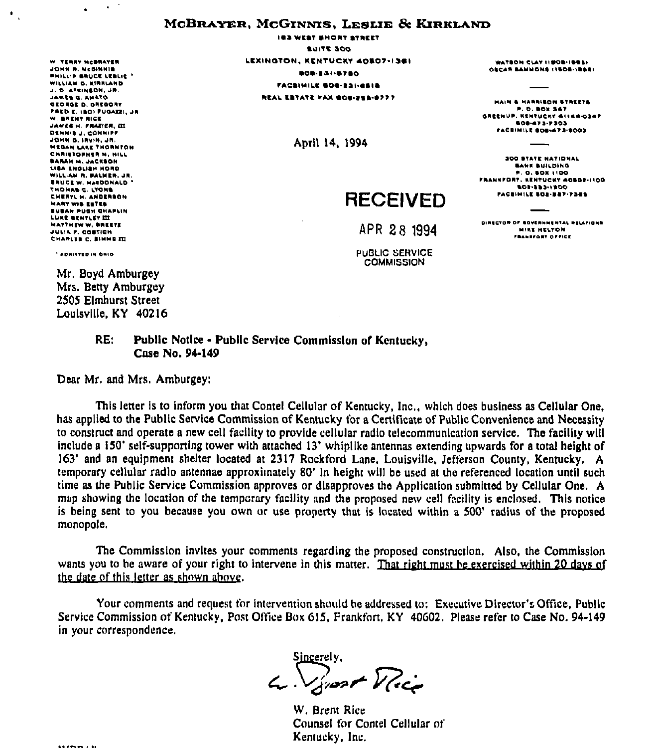# McBrayer, McGinnis, Leslie & Kirkland

183 West Short Street
Suite 300
Lexington, Kentucky 40507-1361
606-231-8780
Facsimile 606-231-6518
Real Estate Fax 606-255-6777

W. Terry McBrayer
John R. McGinnis
Phillip Bruce Leslie *
William D. Kirkland
J. D. Atkinson, Jr.
James G. Amato
George D. Gregory
Fred E. (Bo) Fugazzi, Jr.
W. Brent Rice
James H. Frazier, III
Dennis J. Conniff
John G. Irvin, Jr.
Megan Lake Thornton
Christopher M. Hill
Sarah M. Jackson
Lisa English Hord
William R. Palmer, Jr.
Bruce W. MacDonald *
Thomas C. Lyons
Cheryl H. Anderson
Mary Wis Estes
Susan Pugh Chaplin
Luke Bentley III
Matthew W. Breetz
Julia F. Costich
Charles C. Simms III

* Admitted in Ohio

Watson Clay (1906-1985)
Oscar Sammons (1908-1985)

Main & Harrison Streets
P. O. Box 347
Greenup, Kentucky 41144-0347
606-473-7303
Facsimile 606-473-9003

300 State National
Bank Building
P. O. Box 1100
Frankfort, Kentucky 40602-1100
502-223-1200
Facsimile 502-227-7385

Director of Governmental Relations
Mike Helton
Frankfort Office

April 14, 1994

**RECEIVED**
APR 28 1994
PUBLIC SERVICE
COMMISSION

Mr. Boyd Amburgey
Mrs. Betty Amburgey
2505 Elmhurst Street
Louisville, KY 40216

RE: **Public Notice - Public Service Commission of Kentucky, Case No. 94-149**

Dear Mr. and Mrs. Amburgey:

This letter is to inform you that Contel Cellular of Kentucky, Inc., which does business as Cellular One, has applied to the Public Service Commission of Kentucky for a Certificate of Public Convenience and Necessity to construct and operate a new cell facility to provide cellular radio telecommunication service. The facility will include a 150' self-supporting tower with attached 13' whiplike antennas extending upwards for a total height of 163' and an equipment shelter located at 2317 Rockford Lane, Louisville, Jefferson County, Kentucky. A temporary cellular radio antennae approximately 80' in height will be used at the referenced location until such time as the Public Service Commission approves or disapproves the Application submitted by Cellular One. A map showing the location of the temporary facility and the proposed new cell facility is enclosed. This notice is being sent to you because you own or use property that is located within a 500' radius of the proposed monopole.

The Commission invites your comments regarding the proposed construction. Also, the Commission wants you to be aware of your right to intervene in this matter. That right must be exercised within 20 days of the date of this letter as shown above.

Your comments and request for intervention should be addressed to: Executive Director's Office, Public Service Commission of Kentucky, Post Office Box 615, Frankfort, KY 40602. Please refer to Case No. 94-149 in your correspondence.

Sincerely,

W. Brent Rice
Counsel for Contel Cellular of Kentucky, Inc.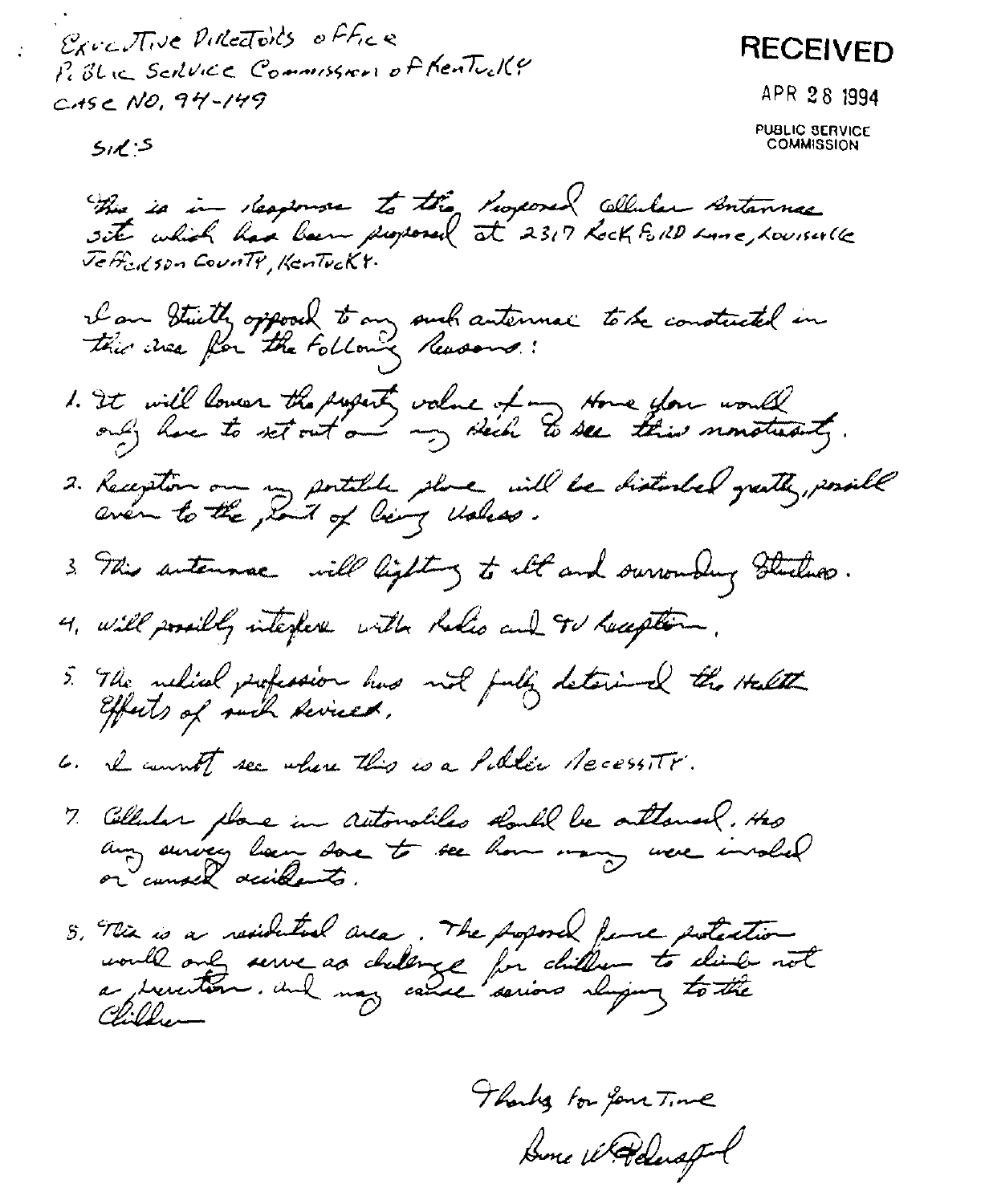Executive Director's office
Public Service Commission of Kentucky
Case No. 94-149

**RECEIVED**

APR 28 1994

PUBLIC SERVICE COMMISSION

Sirs:

This is in response to the Proposed Cellular Antennae site which has been proposed at 2317 Rockford Lane, Louisville Jefferson County, Kentucky.

I am strictly opposed to any such antennae to be constructed in this area for the following Reasons:

1. It will lower the property value of my Home. You would only have to set out on my deck to see this monstrosity.
2. Reception on my portable phone will be disturbed greatly, possibl even to the point of being useless.
3. This antennae will lighting to it and surrounding structures.
4. will possibly interfere with Radio and TV Reception.
5. The medical profession has not fully determined the Health Effects of such devices.
6. I cannot see where this is a Public Necessity.
7. Cellular phone in automobiles should be outlawed. Has any survey been done to see how many were involved or caused accidents.
8. This is a residential area. The proposed fence protection would only serve as challenge for children to climb not a prevention. and may cause serious injury to the Children

Thanks for your Time

Doris W. Pelusoful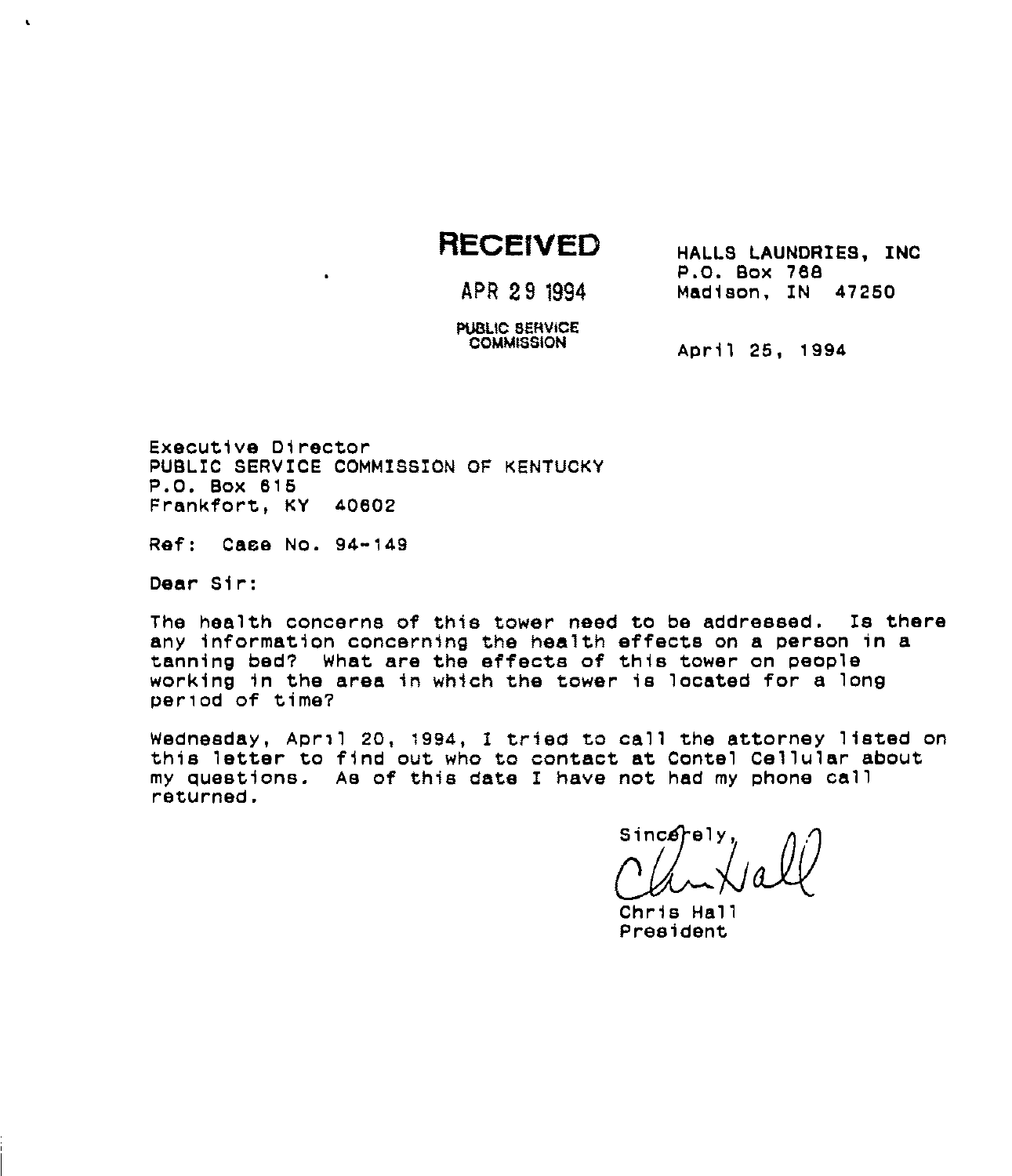**RECEIVED**

APR 29 1994

PUBLIC SERVICE COMMISSION

HALLS LAUNDRIES, INC
P.O. Box 768
Madison, IN 47250

April 25, 1994

Executive Director
PUBLIC SERVICE COMMISSION OF KENTUCKY
P.O. Box 615
Frankfort, KY 40602

Ref: Case No. 94-149

Dear Sir:

The health concerns of this tower need to be addressed. Is there any information concerning the health effects on a person in a tanning bed? What are the effects of this tower on people working in the area in which the tower is located for a long period of time?

Wednesday, April 20, 1994, I tried to call the attorney listed on this letter to find out who to contact at Contel Cellular about my questions. As of this date I have not had my phone call returned.

Sincerely,

Chris Hall
President